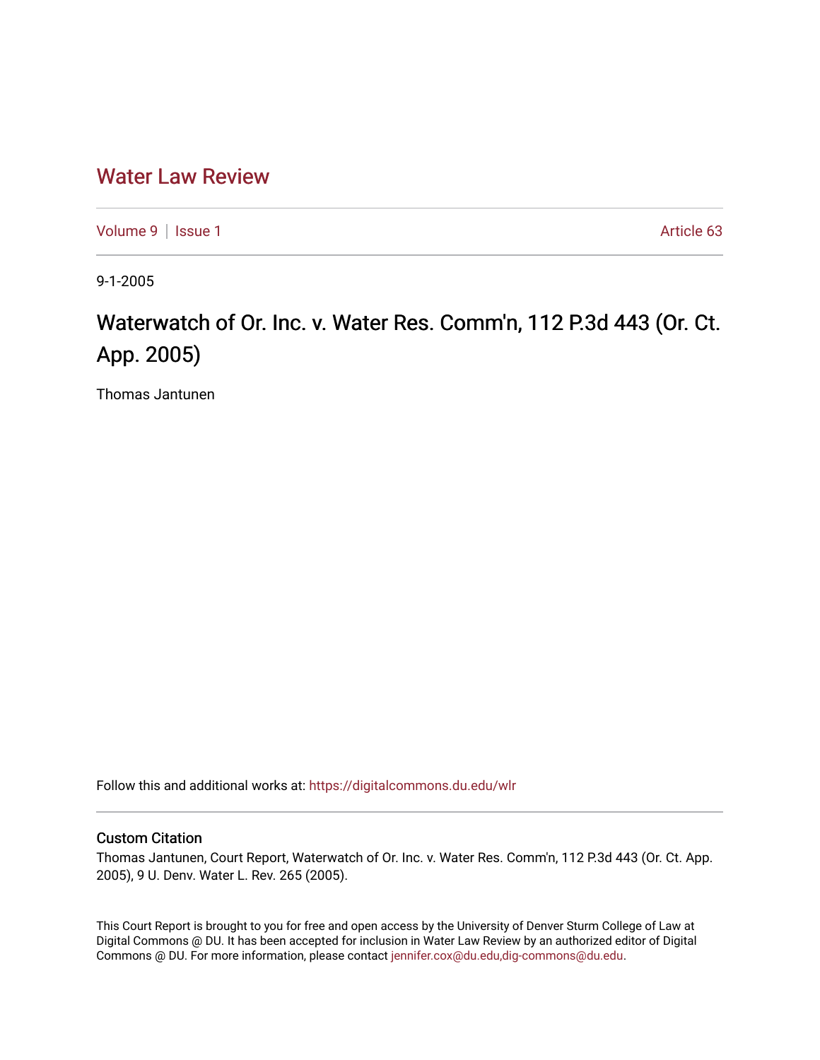# Water Law Review

Volume 9 | Issue 1 Article 63

9-1-2005

## Waterwatch of Or. Inc. v. Water Res. Comm'n, 112 P.3d 443 (Or. Ct. App. 2005)

Thomas Jantunen

Follow this and additional works at: https://digitalcommons.du.edu/wlr

### Custom Citation

Thomas Jantunen, Court Report, Waterwatch of Or. Inc. v. Water Res. Comm'n, 112 P.3d 443 (Or. Ct. App. 2005), 9 U. Denv. Water L. Rev. 265 (2005).

This Court Report is brought to you for free and open access by the University of Denver Sturm College of Law at Digital Commons @ DU. It has been accepted for inclusion in Water Law Review by an authorized editor of Digital Commons @ DU. For more information, please contact jennifer.cox@du.edu,dig-commons@du.edu.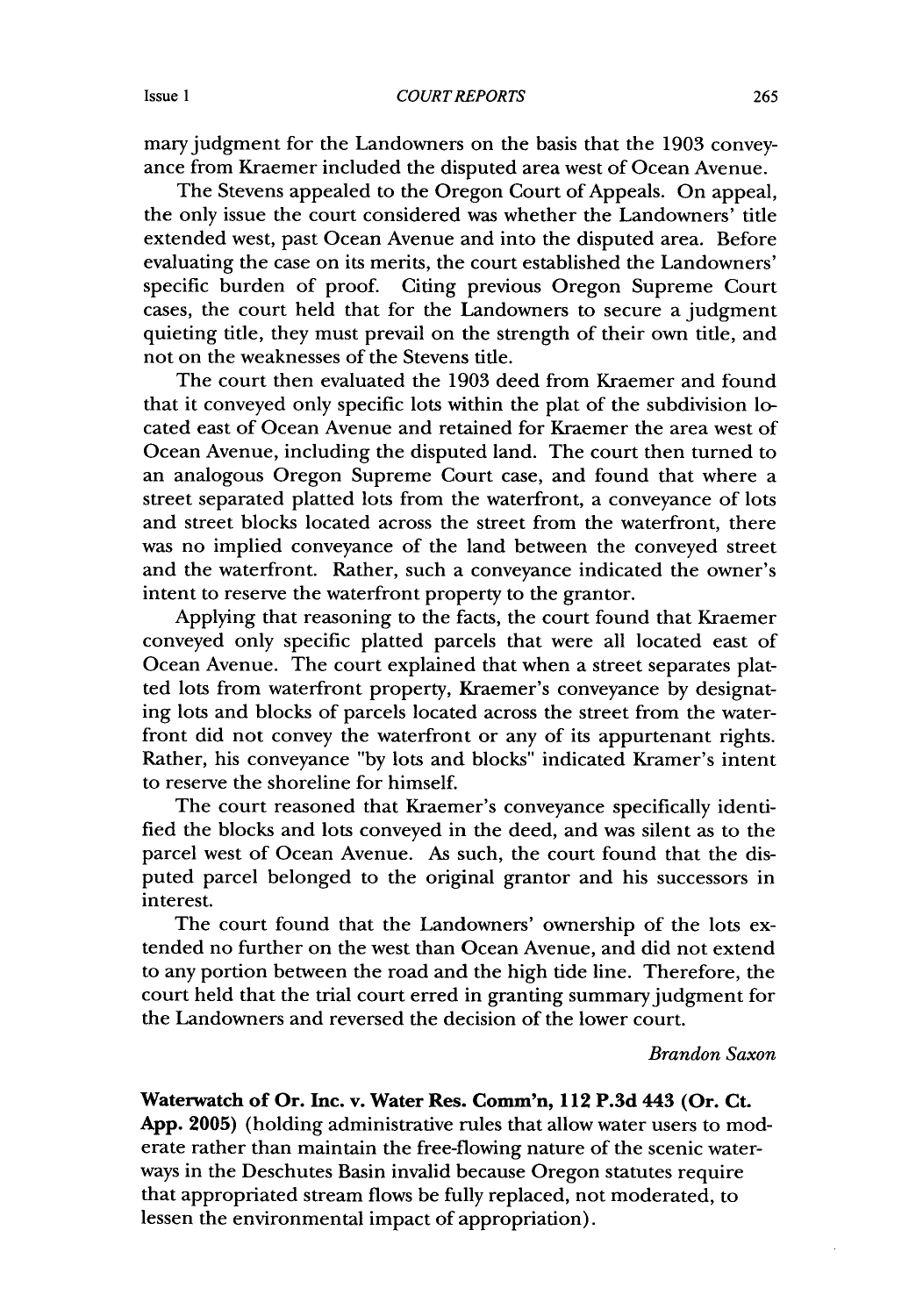mary judgment for the Landowners on the basis that the 1903 conveyance from Kraemer included the disputed area west of Ocean Avenue.

The Stevens appealed to the Oregon Court of Appeals. On appeal, the only issue the court considered was whether the Landowners' title extended west, past Ocean Avenue and into the disputed area. Before evaluating the case on its merits, the court established the Landowners' specific burden of proof. Citing previous Oregon Supreme Court cases, the court held that for the Landowners to secure a judgment quieting title, they must prevail on the strength of their own title, and not on the weaknesses of the Stevens title.

The court then evaluated the 1903 deed from Kraemer and found that it conveyed only specific lots within the plat of the subdivision located east of Ocean Avenue and retained for Kraemer the area west of Ocean Avenue, including the disputed land. The court then turned to an analogous Oregon Supreme Court case, and found that where a street separated platted lots from the waterfront, a conveyance of lots and street blocks located across the street from the waterfront, there was no implied conveyance of the land between the conveyed street and the waterfront. Rather, such a conveyance indicated the owner's intent to reserve the waterfront property to the grantor.

Applying that reasoning to the facts, the court found that Kraemer conveyed only specific platted parcels that were all located east of Ocean Avenue. The court explained that when a street separates platted lots from waterfront property, Kraemer's conveyance by designating lots and blocks of parcels located across the street from the waterfront did not convey the waterfront or any of its appurtenant rights. Rather, his conveyance "by lots and blocks" indicated Kramer's intent to reserve the shoreline for himself.

The court reasoned that Kraemer's conveyance specifically identified the blocks and lots conveyed in the deed, and was silent as to the parcel west of Ocean Avenue. As such, the court found that the disputed parcel belonged to the original grantor and his successors in interest.

The court found that the Landowners' ownership of the lots extended no further on the west than Ocean Avenue, and did not extend to any portion between the road and the high tide line. Therefore, the court held that the trial court erred in granting summary judgment for the Landowners and reversed the decision of the lower court.

*Brandon Saxon*

**Waterwatch of Or. Inc. v. Water Res. Comm'n, 112 P.3d 443 (Or. Ct. App. 2005)** (holding administrative rules that allow water users to moderate rather than maintain the free-flowing nature of the scenic waterways in the Deschutes Basin invalid because Oregon statutes require that appropriated stream flows be fully replaced, not moderated, to lessen the environmental impact of appropriation).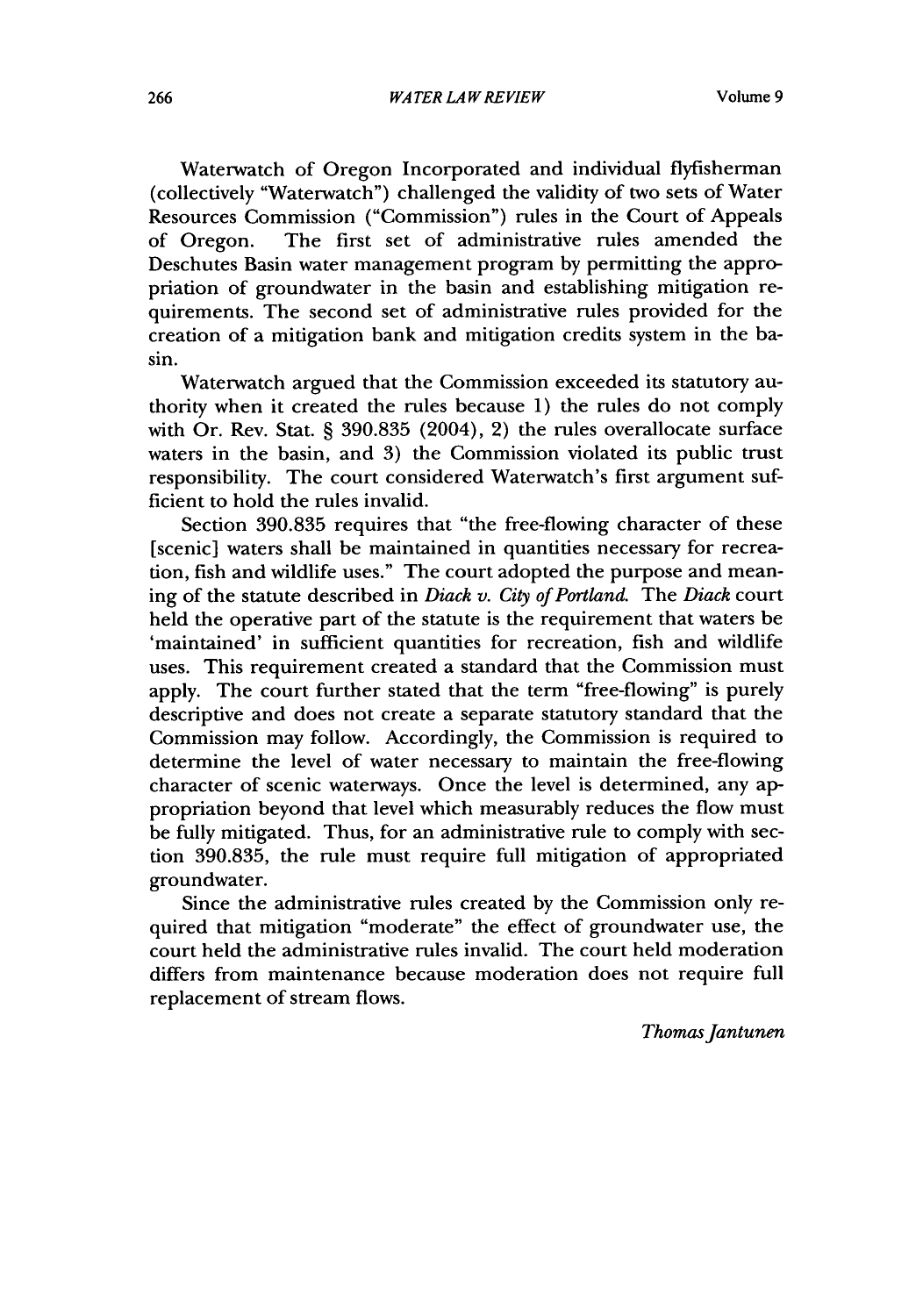Waterwatch of Oregon Incorporated and individual flyfisherman (collectively "Waterwatch") challenged the validity of two sets of Water Resources Commission ("Commission") rules in the Court of Appeals of Oregon. The first set of administrative rules amended the Deschutes Basin water management program by permitting the appropriation of groundwater in the basin and establishing mitigation requirements. The second set of administrative rules provided for the creation of a mitigation bank and mitigation credits system in the basin.

Waterwatch argued that the Commission exceeded its statutory authority when it created the rules because 1) the rules do not comply with Or. Rev. Stat. § 390.835 (2004), 2) the rules overallocate surface waters in the basin, and 3) the Commission violated its public trust responsibility. The court considered Waterwatch's first argument sufficient to hold the rules invalid.

Section 390.835 requires that "the free-flowing character of these [scenic] waters shall be maintained in quantities necessary for recreation, fish and wildlife uses." The court adopted the purpose and meaning of the statute described in *Diack v. City of Portland*. The *Diack* court held the operative part of the statute is the requirement that waters be 'maintained' in sufficient quantities for recreation, fish and wildlife uses. This requirement created a standard that the Commission must apply. The court further stated that the term "free-flowing" is purely descriptive and does not create a separate statutory standard that the Commission may follow. Accordingly, the Commission is required to determine the level of water necessary to maintain the free-flowing character of scenic waterways. Once the level is determined, any appropriation beyond that level which measurably reduces the flow must be fully mitigated. Thus, for an administrative rule to comply with section 390.835, the rule must require full mitigation of appropriated groundwater.

Since the administrative rules created by the Commission only required that mitigation "moderate" the effect of groundwater use, the court held the administrative rules invalid. The court held moderation differs from maintenance because moderation does not require full replacement of stream flows.

*Thomas Jantunen*